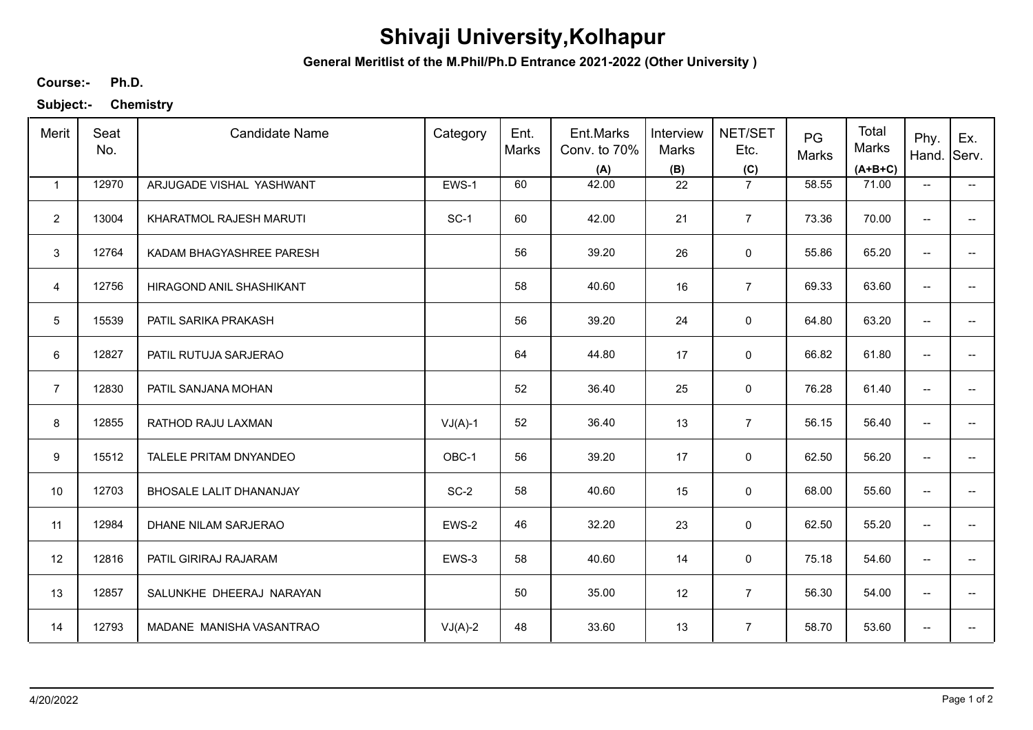# Shivaji University,Kolhapur

**General Meritlist of the M.Phil/Ph.D Entrance 2021-2022 (Other University )**

**Course:-** **Ph.D.**

**Subject:-** **Chemistry**

| Merit | Seat No. | Candidate Name | Category | Ent. Marks | Ent.Marks Conv. to 70% **(A)** | Interview Marks **(B)** | NET/SET Etc. **(C)** | PG Marks | Total Marks **(A+B+C)** | Phy. Hand. | Ex. Serv. |
|---|---|---|---|---|---|---|---|---|---|---|---|
| 1 | 12970 | ARJUGADE VISHAL YASHWANT | EWS-1 | 60 | 42.00 | 22 | 7 | 58.55 | 71.00 | -- | -- |
| 2 | 13004 | KHARATMOL RAJESH MARUTI | SC-1 | 60 | 42.00 | 21 | 7 | 73.36 | 70.00 | -- | -- |
| 3 | 12764 | KADAM BHAGYASHREE PARESH | | 56 | 39.20 | 26 | 0 | 55.86 | 65.20 | -- | -- |
| 4 | 12756 | HIRAGOND ANIL SHASHIKANT | | 58 | 40.60 | 16 | 7 | 69.33 | 63.60 | -- | -- |
| 5 | 15539 | PATIL SARIKA PRAKASH | | 56 | 39.20 | 24 | 0 | 64.80 | 63.20 | -- | -- |
| 6 | 12827 | PATIL RUTUJA SARJERAO | | 64 | 44.80 | 17 | 0 | 66.82 | 61.80 | -- | -- |
| 7 | 12830 | PATIL SANJANA MOHAN | | 52 | 36.40 | 25 | 0 | 76.28 | 61.40 | -- | -- |
| 8 | 12855 | RATHOD RAJU LAXMAN | VJ(A)-1 | 52 | 36.40 | 13 | 7 | 56.15 | 56.40 | -- | -- |
| 9 | 15512 | TALELE PRITAM DNYANDEO | OBC-1 | 56 | 39.20 | 17 | 0 | 62.50 | 56.20 | -- | -- |
| 10 | 12703 | BHOSALE LALIT DHANANJAY | SC-2 | 58 | 40.60 | 15 | 0 | 68.00 | 55.60 | -- | -- |
| 11 | 12984 | DHANE NILAM SARJERAO | EWS-2 | 46 | 32.20 | 23 | 0 | 62.50 | 55.20 | -- | -- |
| 12 | 12816 | PATIL GIRIRAJ RAJARAM | EWS-3 | 58 | 40.60 | 14 | 0 | 75.18 | 54.60 | -- | -- |
| 13 | 12857 | SALUNKHE DHEERAJ NARAYAN | | 50 | 35.00 | 12 | 7 | 56.30 | 54.00 | -- | -- |
| 14 | 12793 | MADANE MANISHA VASANTRAO | VJ(A)-2 | 48 | 33.60 | 13 | 7 | 58.70 | 53.60 | -- | -- |

4/20/2022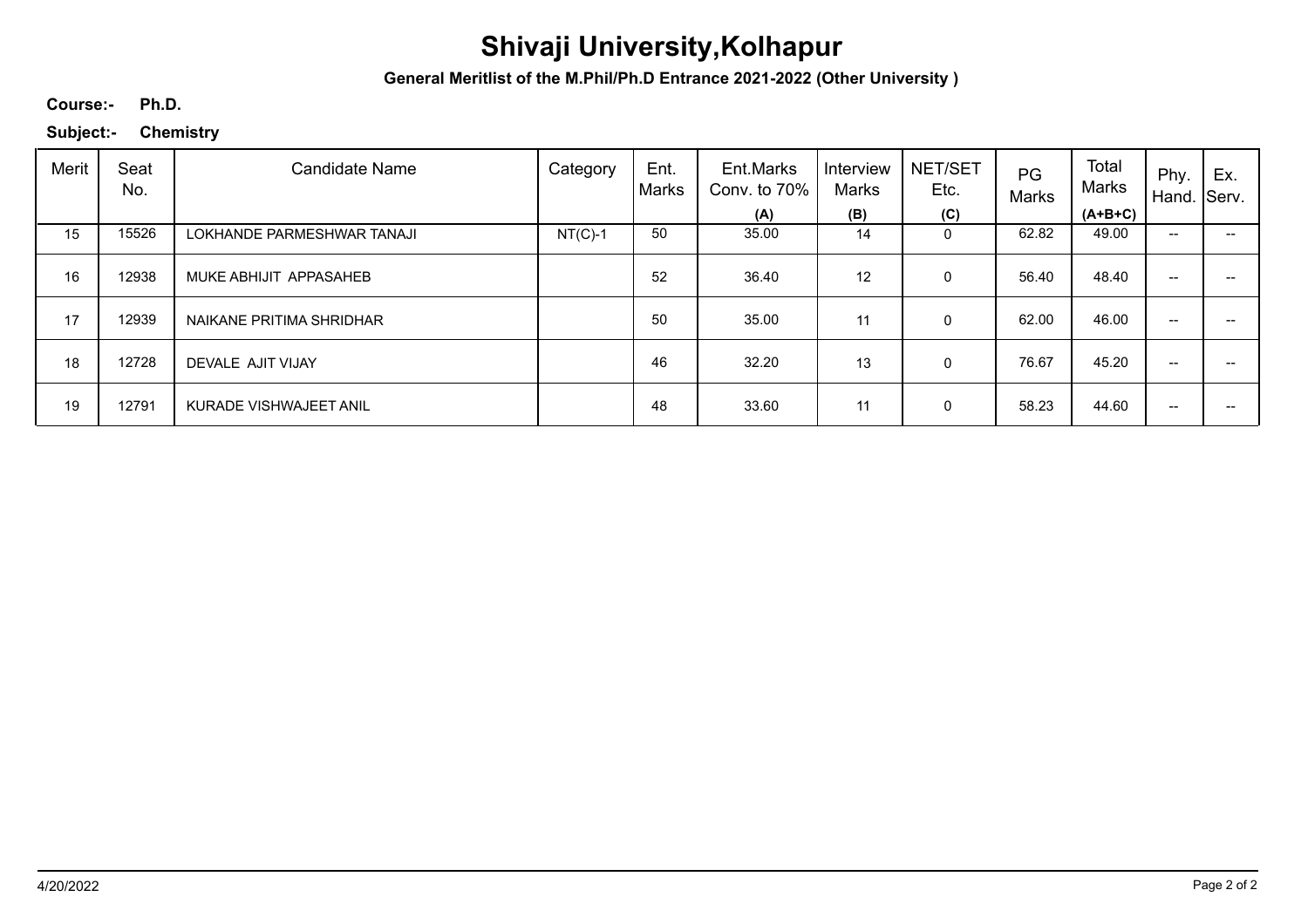# Shivaji University,Kolhapur

**General Meritlist of the M.Phil/Ph.D Entrance 2021-2022 (Other University )**

**Course:-** **Ph.D.**

**Subject:-** **Chemistry**

| Merit | Seat No. | Candidate Name | Category | Ent. Marks | Ent.Marks Conv. to 70% **(A)** | Interview Marks **(B)** | NET/SET Etc. **(C)** | PG Marks | Total Marks **(A+B+C)** | Phy. Hand. | Ex. Serv. |
|---|---|---|---|---|---|---|---|---|---|---|---|
| 15 | 15526 | LOKHANDE PARMESHWAR TANAJI | NT(C)-1 | 50 | 35.00 | 14 | 0 | 62.82 | 49.00 | -- | -- |
| 16 | 12938 | MUKE ABHIJIT APPASAHEB | | 52 | 36.40 | 12 | 0 | 56.40 | 48.40 | -- | -- |
| 17 | 12939 | NAIKANE PRITIMA SHRIDHAR | | 50 | 35.00 | 11 | 0 | 62.00 | 46.00 | -- | -- |
| 18 | 12728 | DEVALE AJIT VIJAY | | 46 | 32.20 | 13 | 0 | 76.67 | 45.20 | -- | -- |
| 19 | 12791 | KURADE VISHWAJEET ANIL | | 48 | 33.60 | 11 | 0 | 58.23 | 44.60 | -- | -- |

4/20/2022